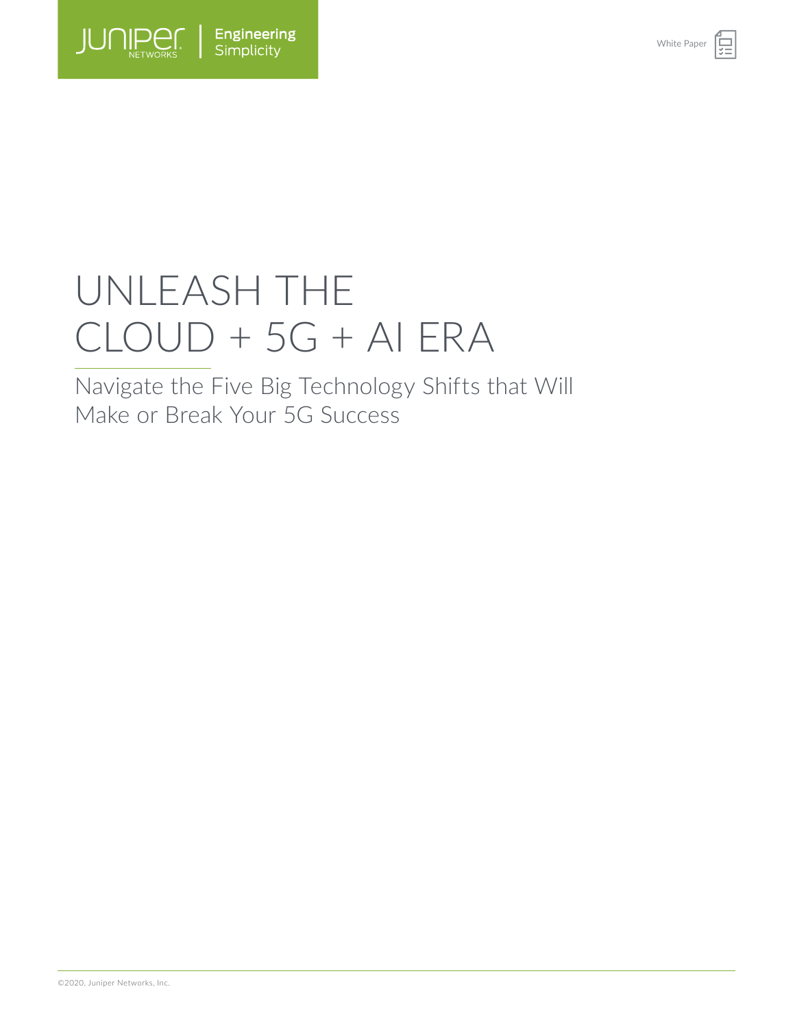White Paper

# UNLEASH THE CLOUD + 5G + AI ERA

## Navigate the Five Big Technology Shifts that Will Make or Break Your 5G Success

©2020, Juniper Networks, Inc.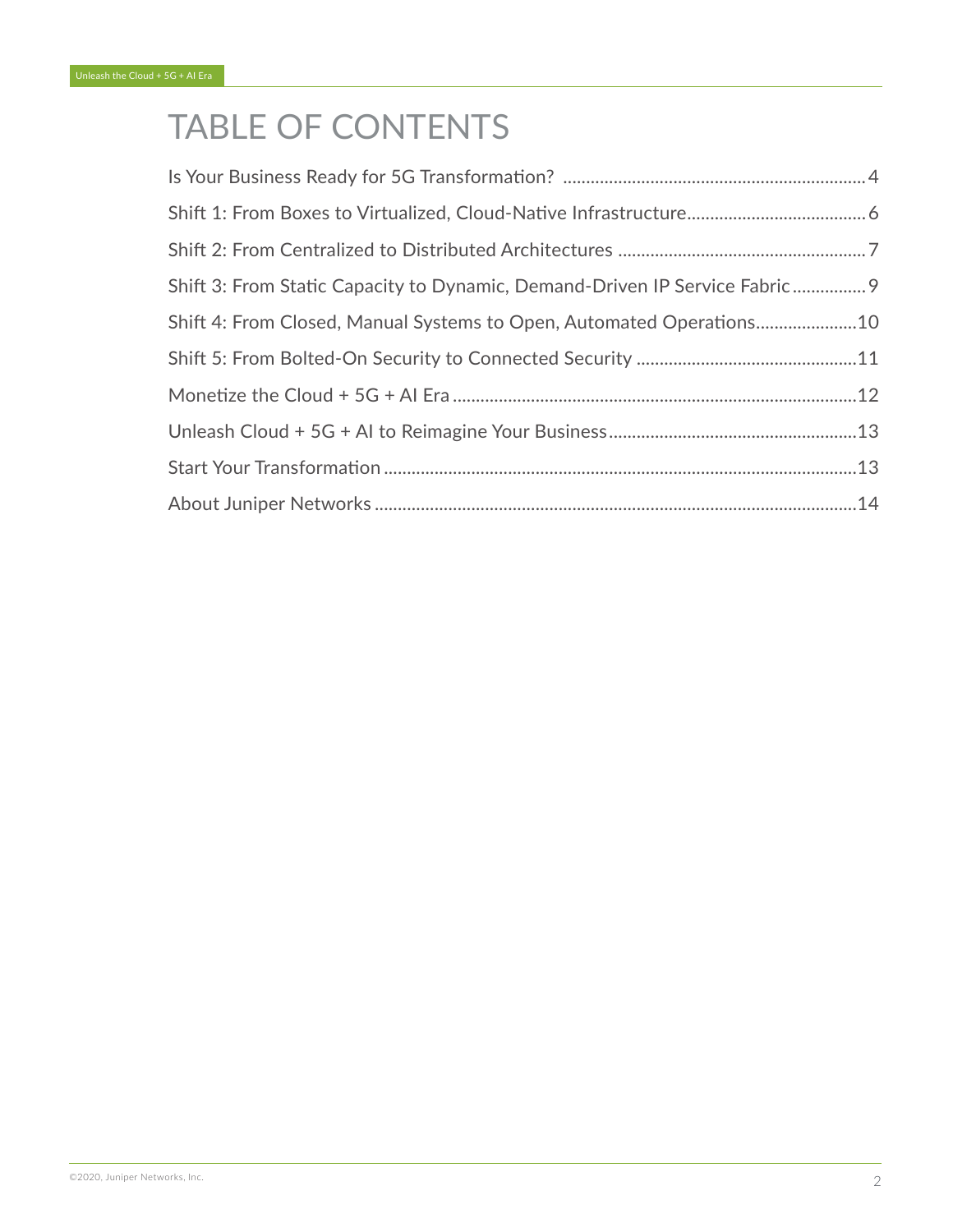# TABLE OF CONTENTS

Is Your Business Ready for 5G Transformation? .......... 4

Shift 1: From Boxes to Virtualized, Cloud-Native Infrastructure .......... 6

Shift 2: From Centralized to Distributed Architectures .......... 7

Shift 3: From Static Capacity to Dynamic, Demand-Driven IP Service Fabric .......... 9

Shift 4: From Closed, Manual Systems to Open, Automated Operations .......... 10

Shift 5: From Bolted-On Security to Connected Security .......... 11

Monetize the Cloud + 5G + AI Era .......... 12

Unleash Cloud + 5G + AI to Reimagine Your Business .......... 13

Start Your Transformation .......... 13

About Juniper Networks .......... 14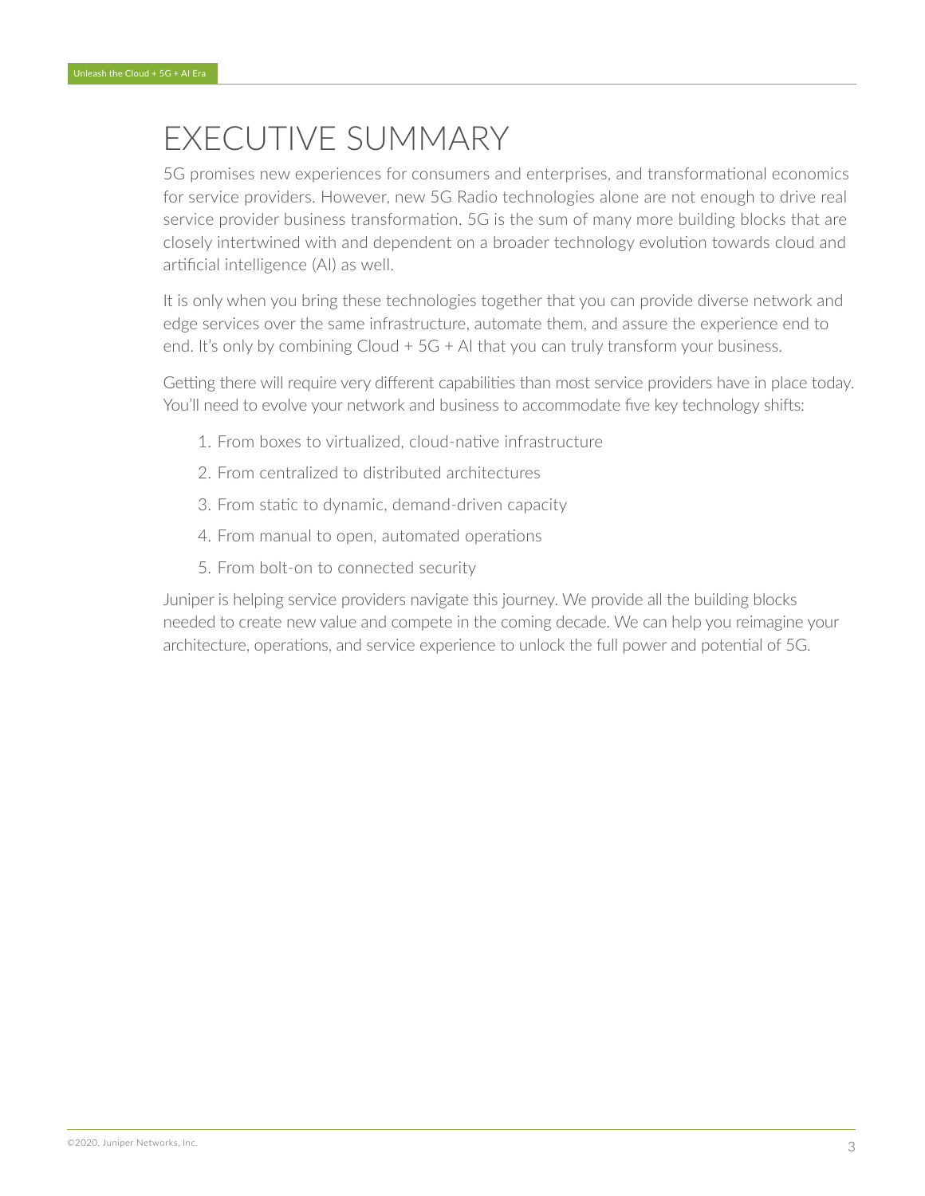# EXECUTIVE SUMMARY

5G promises new experiences for consumers and enterprises, and transformational economics for service providers. However, new 5G Radio technologies alone are not enough to drive real service provider business transformation. 5G is the sum of many more building blocks that are closely intertwined with and dependent on a broader technology evolution towards cloud and artificial intelligence (AI) as well.

It is only when you bring these technologies together that you can provide diverse network and edge services over the same infrastructure, automate them, and assure the experience end to end. It's only by combining Cloud + 5G + AI that you can truly transform your business.

Getting there will require very different capabilities than most service providers have in place today. You'll need to evolve your network and business to accommodate five key technology shifts:

1. From boxes to virtualized, cloud-native infrastructure
2. From centralized to distributed architectures
3. From static to dynamic, demand-driven capacity
4. From manual to open, automated operations
5. From bolt-on to connected security

Juniper is helping service providers navigate this journey. We provide all the building blocks needed to create new value and compete in the coming decade. We can help you reimagine your architecture, operations, and service experience to unlock the full power and potential of 5G.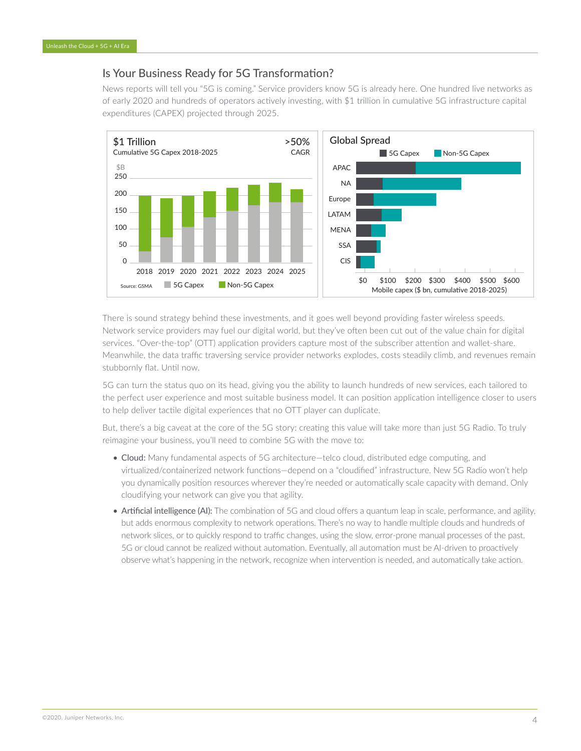## Is Your Business Ready for 5G Transformation?

News reports will tell you "5G is coming." Service providers know 5G is already here. One hundred live networks as of early 2020 and hundreds of operators actively investing, with $1 trillion in cumulative 5G infrastructure capital expenditures (CAPEX) projected through 2025.

**$1 Trillion**
Cumulative 5G Capex 2018-2025

>50%
CAGR

Source: GSMA

**Global Spread**

Mobile capex ($ bn, cumulative 2018-2025)

There is sound strategy behind these investments, and it goes well beyond providing faster wireless speeds. Network service providers may fuel our digital world, but they've often been cut out of the value chain for digital services. "Over-the-top" (OTT) application providers capture most of the subscriber attention and wallet-share. Meanwhile, the data traffic traversing service provider networks explodes, costs steadily climb, and revenues remain stubbornly flat. Until now.

5G can turn the status quo on its head, giving you the ability to launch hundreds of new services, each tailored to the perfect user experience and most suitable business model. It can position application intelligence closer to users to help deliver tactile digital experiences that no OTT player can duplicate.

But, there's a big caveat at the core of the 5G story: creating this value will take more than just 5G Radio. To truly reimagine your business, you'll need to combine 5G with the move to:

- **Cloud:** Many fundamental aspects of 5G architecture—telco cloud, distributed edge computing, and virtualized/containerized network functions—depend on a "cloudified" infrastructure. New 5G Radio won't help you dynamically position resources wherever they're needed or automatically scale capacity with demand. Only cloudifying your network can give you that agility.
- **Artificial intelligence (AI):** The combination of 5G and cloud offers a quantum leap in scale, performance, and agility, but adds enormous complexity to network operations. There's no way to handle multiple clouds and hundreds of network slices, or to quickly respond to traffic changes, using the slow, error-prone manual processes of the past. 5G or cloud cannot be realized without automation. Eventually, all automation must be AI-driven to proactively observe what's happening in the network, recognize when intervention is needed, and automatically take action.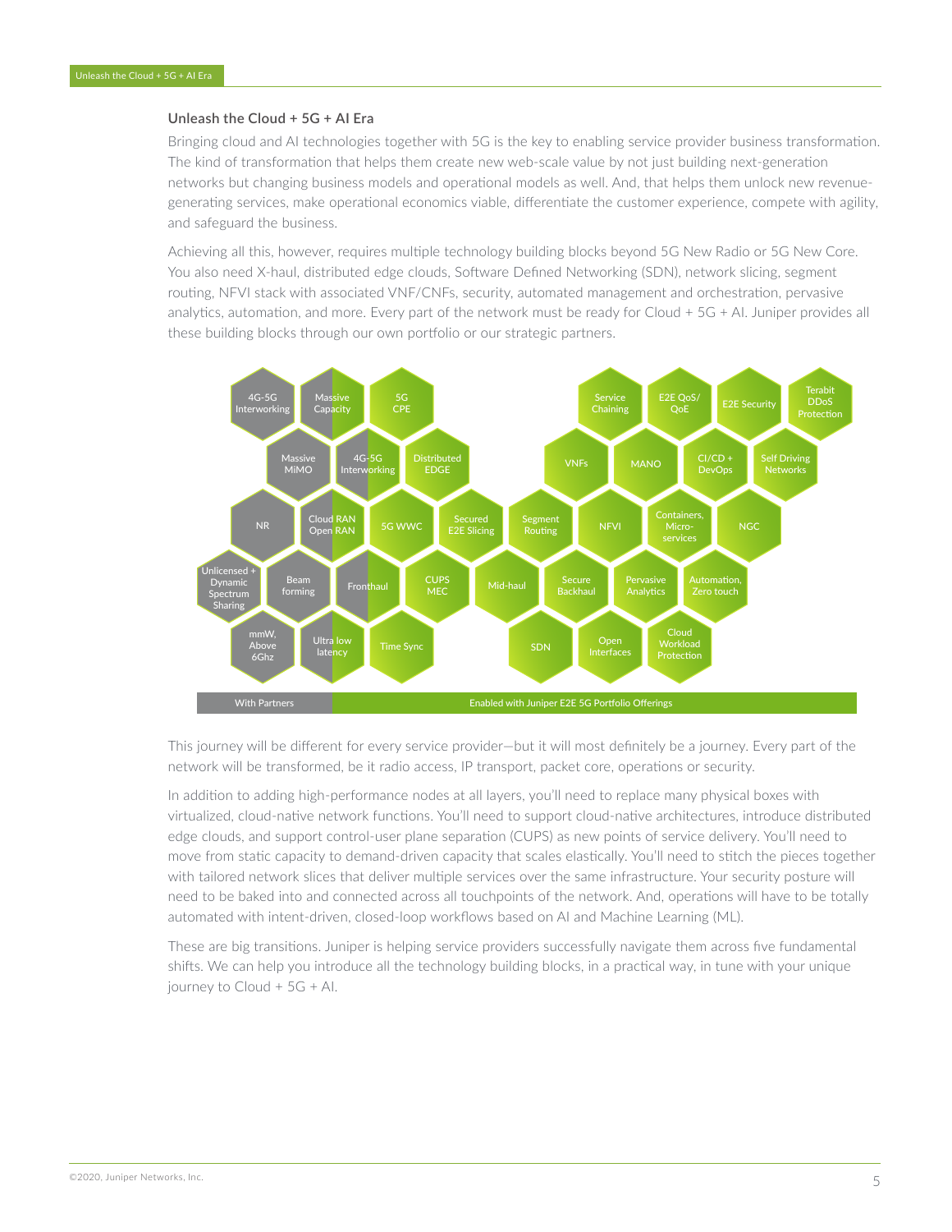## Unleash the Cloud + 5G + AI Era

Bringing cloud and AI technologies together with 5G is the key to enabling service provider business transformation. The kind of transformation that helps them create new web-scale value by not just building next-generation networks but changing business models and operational models as well. And, that helps them unlock new revenue-generating services, make operational economics viable, differentiate the customer experience, compete with agility, and safeguard the business.

Achieving all this, however, requires multiple technology building blocks beyond 5G New Radio or 5G New Core. You also need X-haul, distributed edge clouds, Software Defined Networking (SDN), network slicing, segment routing, NFVI stack with associated VNF/CNFs, security, automated management and orchestration, pervasive analytics, automation, and more. Every part of the network must be ready for Cloud + 5G + AI. Juniper provides all these building blocks through our own portfolio or our strategic partners.

4G-5G Interworking · Massive Capacity · 5G CPE · Service Chaining · E2E QoS/QoE · E2E Security · Terabit DDoS Protection

Massive MiMO · 4G-5G Interworking · Distributed EDGE · VNFs · MANO · CI/CD + DevOps · Self Driving Networks

NR · Cloud RAN Open RAN · 5G WWC · Secured E2E Slicing · Segment Routing · NFVI · Containers, Micro-services · NGC

Unlicensed + Dynamic Spectrum Sharing · Beam forming · Fronthaul · CUPS MEC · Mid-haul · Secure Backhaul · Pervasive Analytics · Automation, Zero touch

mmW, Above 6Ghz · Ultra low latency · Time Sync · SDN · Open Interfaces · Cloud Workload Protection

With Partners | Enabled with Juniper E2E 5G Portfolio Offerings

This journey will be different for every service provider—but it will most definitely be a journey. Every part of the network will be transformed, be it radio access, IP transport, packet core, operations or security.

In addition to adding high-performance nodes at all layers, you'll need to replace many physical boxes with virtualized, cloud-native network functions. You'll need to support cloud-native architectures, introduce distributed edge clouds, and support control-user plane separation (CUPS) as new points of service delivery. You'll need to move from static capacity to demand-driven capacity that scales elastically. You'll need to stitch the pieces together with tailored network slices that deliver multiple services over the same infrastructure. Your security posture will need to be baked into and connected across all touchpoints of the network. And, operations will have to be totally automated with intent-driven, closed-loop workflows based on AI and Machine Learning (ML).

These are big transitions. Juniper is helping service providers successfully navigate them across five fundamental shifts. We can help you introduce all the technology building blocks, in a practical way, in tune with your unique journey to Cloud + 5G + AI.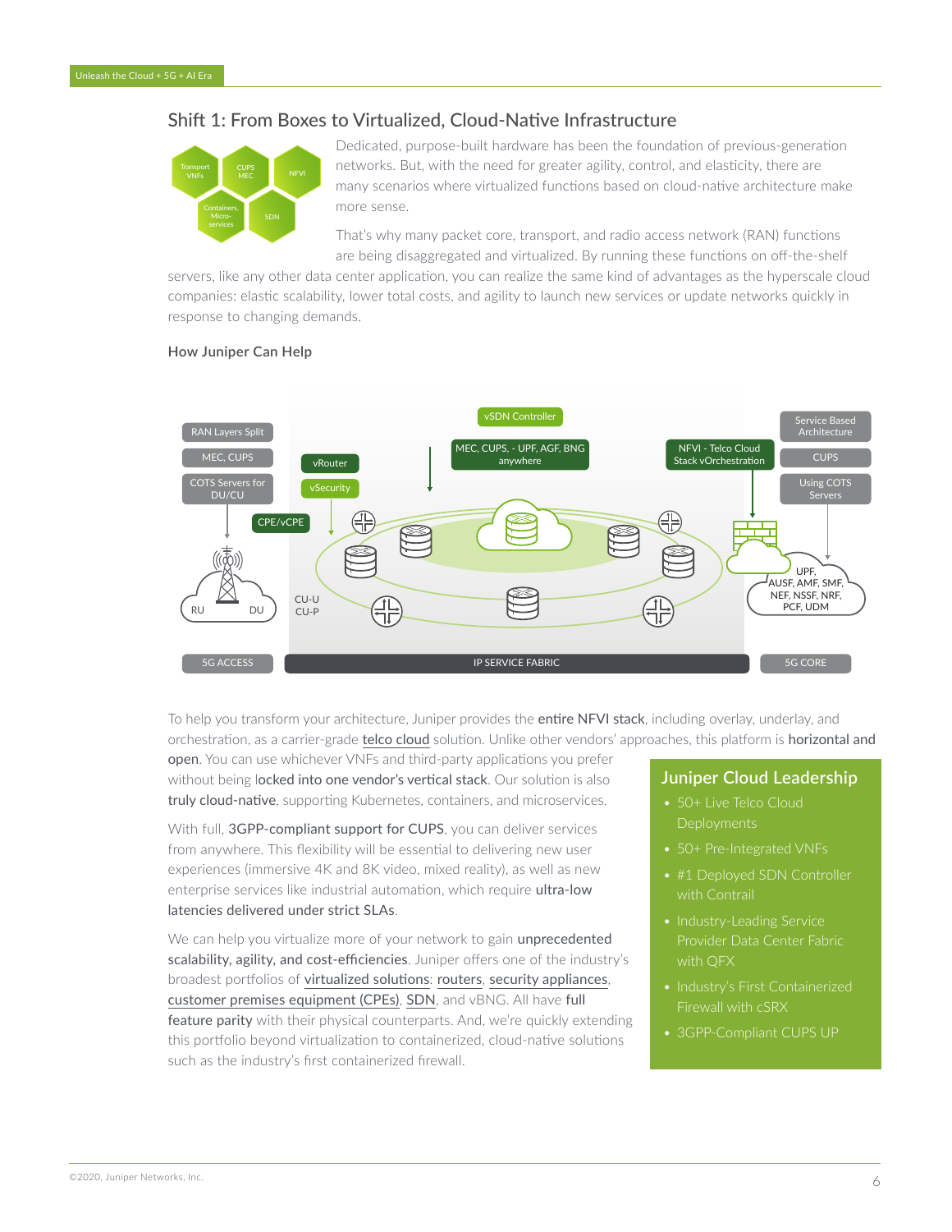## Shift 1: From Boxes to Virtualized, Cloud-Native Infrastructure

Dedicated, purpose-built hardware has been the foundation of previous-generation networks. But, with the need for greater agility, control, and elasticity, there are many scenarios where virtualized functions based on cloud-native architecture make more sense.

That's why many packet core, transport, and radio access network (RAN) functions are being disaggregated and virtualized. By running these functions on off-the-shelf servers, like any other data center application, you can realize the same kind of advantages as the hyperscale cloud companies: elastic scalability, lower total costs, and agility to launch new services or update networks quickly in response to changing demands.

### How Juniper Can Help

To help you transform your architecture, Juniper provides the **entire NFVI stack**, including overlay, underlay, and orchestration, as a carrier-grade telco cloud solution. Unlike other vendors' approaches, this platform is **horizontal and open**. You can use whichever VNFs and third-party applications you prefer without being **locked into one vendor's vertical stack**. Our solution is also **truly cloud-native**, supporting Kubernetes, containers, and microservices.

With full, **3GPP-compliant support for CUPS**, you can deliver services from anywhere. This flexibility will be essential to delivering new user experiences (immersive 4K and 8K video, mixed reality), as well as new enterprise services like industrial automation, which require **ultra-low latencies delivered under strict SLAs**.

We can help you virtualize more of your network to gain **unprecedented scalability, agility, and cost-efficiencies**. Juniper offers one of the industry's broadest portfolios of virtualized solutions: routers, security appliances, customer premises equipment (CPEs), SDN, and vBNG. All have **full feature parity** with their physical counterparts. And, we're quickly extending this portfolio beyond virtualization to containerized, cloud-native solutions such as the industry's first containerized firewall.

### Juniper Cloud Leadership

- 50+ Live Telco Cloud Deployments
- 50+ Pre-Integrated VNFs
- #1 Deployed SDN Controller with Contrail
- Industry-Leading Service Provider Data Center Fabric with QFX
- Industry's First Containerized Firewall with cSRX
- 3GPP-Compliant CUPS UP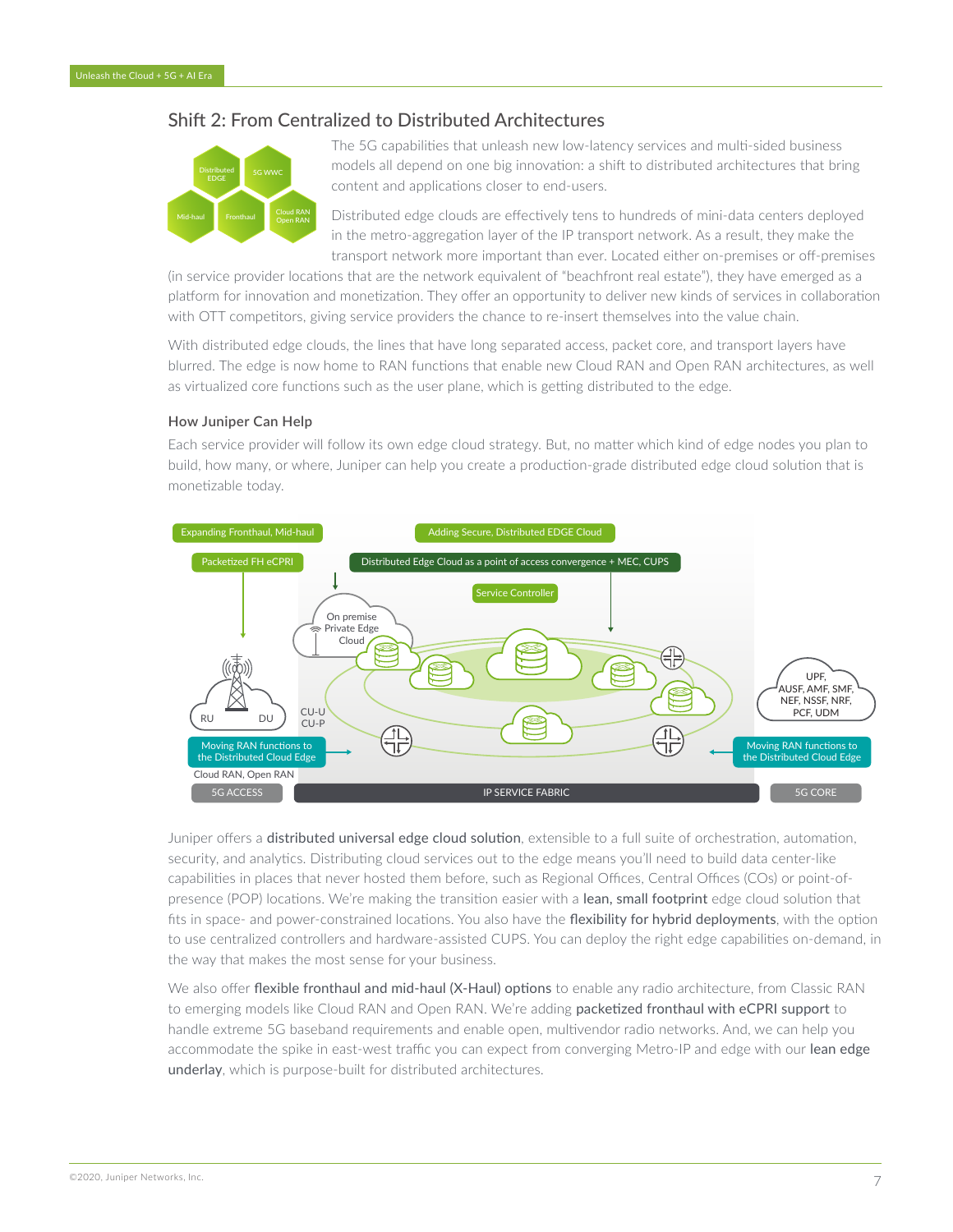## Shift 2: From Centralized to Distributed Architectures

The 5G capabilities that unleash new low-latency services and multi-sided business models all depend on one big innovation: a shift to distributed architectures that bring content and applications closer to end-users.

Distributed edge clouds are effectively tens to hundreds of mini-data centers deployed in the metro-aggregation layer of the IP transport network. As a result, they make the transport network more important than ever. Located either on-premises or off-premises (in service provider locations that are the network equivalent of "beachfront real estate"), they have emerged as a platform for innovation and monetization. They offer an opportunity to deliver new kinds of services in collaboration with OTT competitors, giving service providers the chance to re-insert themselves into the value chain.

With distributed edge clouds, the lines that have long separated access, packet core, and transport layers have blurred. The edge is now home to RAN functions that enable new Cloud RAN and Open RAN architectures, as well as virtualized core functions such as the user plane, which is getting distributed to the edge.

### How Juniper Can Help

Each service provider will follow its own edge cloud strategy. But, no matter which kind of edge nodes you plan to build, how many, or where, Juniper can help you create a production-grade distributed edge cloud solution that is monetizable today.

Juniper offers a **distributed universal edge cloud solution**, extensible to a full suite of orchestration, automation, security, and analytics. Distributing cloud services out to the edge means you'll need to build data center-like capabilities in places that never hosted them before, such as Regional Offices, Central Offices (COs) or point-of-presence (POP) locations. We're making the transition easier with a **lean, small footprint** edge cloud solution that fits in space- and power-constrained locations. You also have the **flexibility for hybrid deployments**, with the option to use centralized controllers and hardware-assisted CUPS. You can deploy the right edge capabilities on-demand, in the way that makes the most sense for your business.

We also offer **flexible fronthaul and mid-haul (X-Haul) options** to enable any radio architecture, from Classic RAN to emerging models like Cloud RAN and Open RAN. We're adding **packetized fronthaul with eCPRI support** to handle extreme 5G baseband requirements and enable open, multivendor radio networks. And, we can help you accommodate the spike in east-west traffic you can expect from converging Metro-IP and edge with our **lean edge underlay**, which is purpose-built for distributed architectures.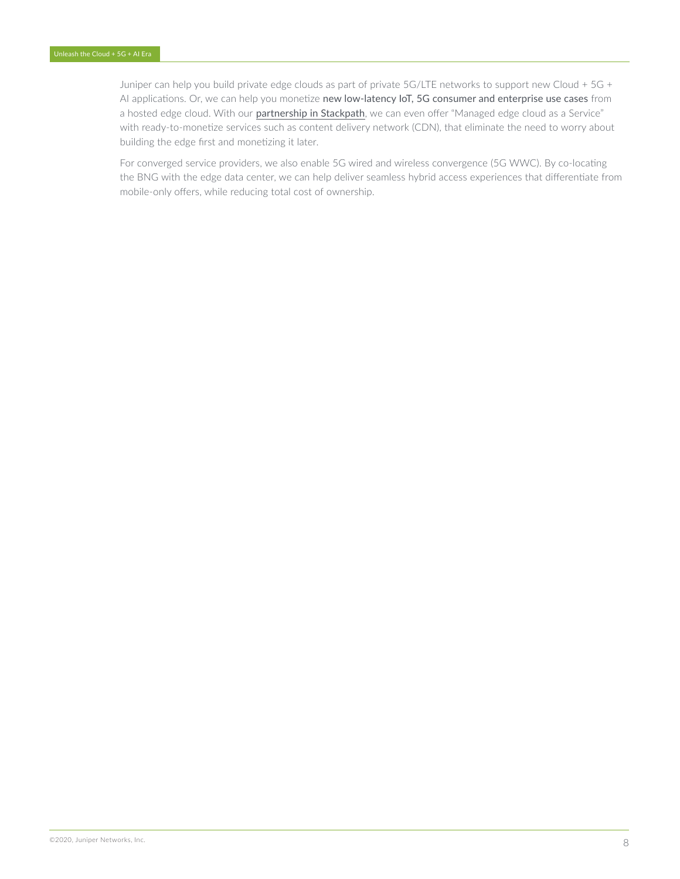Juniper can help you build private edge clouds as part of private 5G/LTE networks to support new Cloud + 5G + AI applications. Or, we can help you monetize new low-latency IoT, 5G consumer and enterprise use cases from a hosted edge cloud. With our partnership in Stackpath, we can even offer "Managed edge cloud as a Service" with ready-to-monetize services such as content delivery network (CDN), that eliminate the need to worry about building the edge first and monetizing it later.

For converged service providers, we also enable 5G wired and wireless convergence (5G WWC). By co-locating the BNG with the edge data center, we can help deliver seamless hybrid access experiences that differentiate from mobile-only offers, while reducing total cost of ownership.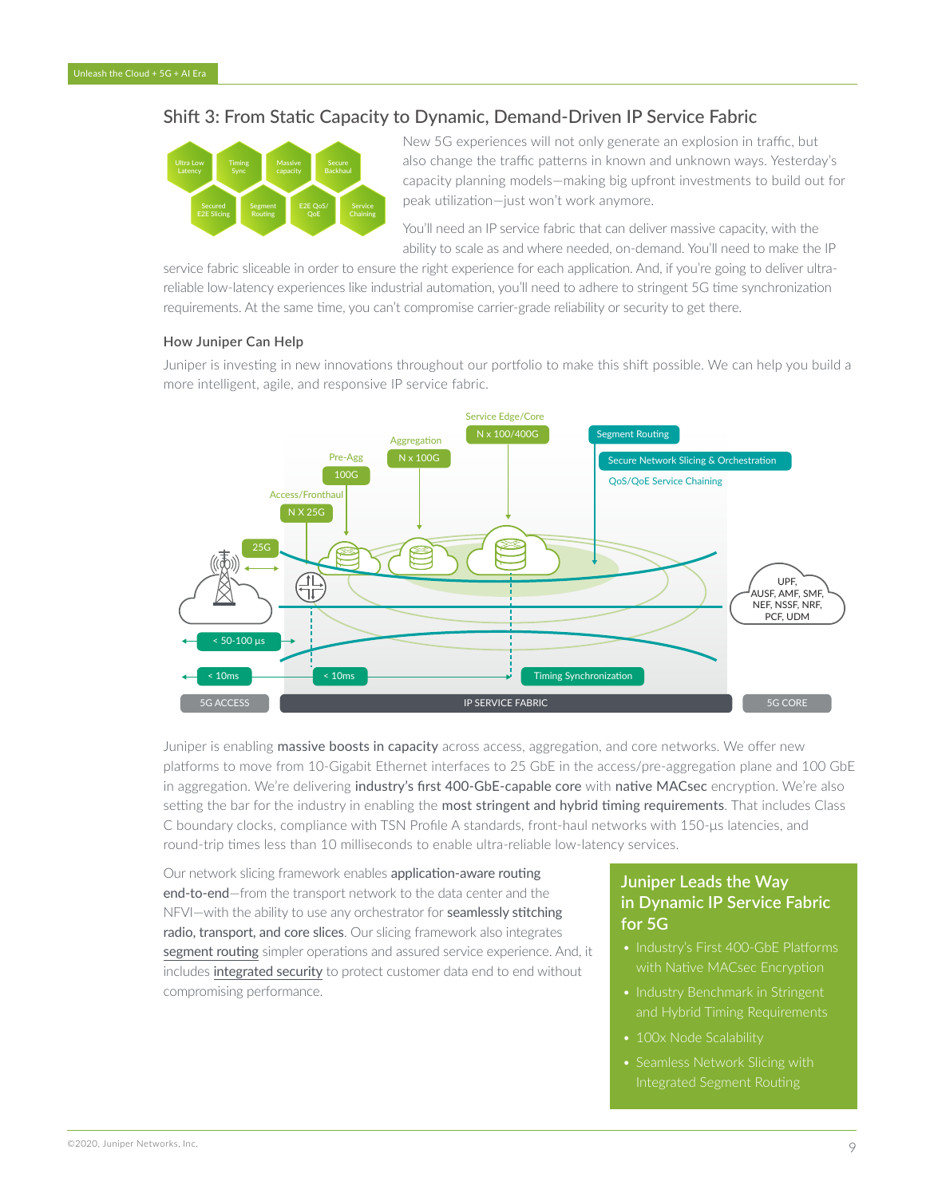## Shift 3: From Static Capacity to Dynamic, Demand-Driven IP Service Fabric

New 5G experiences will not only generate an explosion in traffic, but also change the traffic patterns in known and unknown ways. Yesterday's capacity planning models—making big upfront investments to build out for peak utilization—just won't work anymore.

You'll need an IP service fabric that can deliver massive capacity, with the ability to scale as and where needed, on-demand. You'll need to make the IP service fabric sliceable in order to ensure the right experience for each application. And, if you're going to deliver ultra-reliable low-latency experiences like industrial automation, you'll need to adhere to stringent 5G time synchronization requirements. At the same time, you can't compromise carrier-grade reliability or security to get there.

### How Juniper Can Help

Juniper is investing in new innovations throughout our portfolio to make this shift possible. We can help you build a more intelligent, agile, and responsive IP service fabric.

Juniper is enabling **massive boosts in capacity** across access, aggregation, and core networks. We offer new platforms to move from 10-Gigabit Ethernet interfaces to 25 GbE in the access/pre-aggregation plane and 100 GbE in aggregation. We're delivering **industry's first 400-GbE-capable core** with **native MACsec** encryption. We're also setting the bar for the industry in enabling the **most stringent and hybrid timing requirements**. That includes Class C boundary clocks, compliance with TSN Profile A standards, front-haul networks with 150-µs latencies, and round-trip times less than 10 milliseconds to enable ultra-reliable low-latency services.

Our network slicing framework enables **application-aware routing end-to-end**—from the transport network to the data center and the NFVI—with the ability to use any orchestrator for **seamlessly stitching radio, transport, and core slices**. Our slicing framework also integrates segment routing simpler operations and assured service experience. And, it includes integrated security to protect customer data end to end without compromising performance.

### Juniper Leads the Way in Dynamic IP Service Fabric for 5G

- Industry's First 400-GbE Platforms with Native MACsec Encryption
- Industry Benchmark in Stringent and Hybrid Timing Requirements
- 100x Node Scalability
- Seamless Network Slicing with Integrated Segment Routing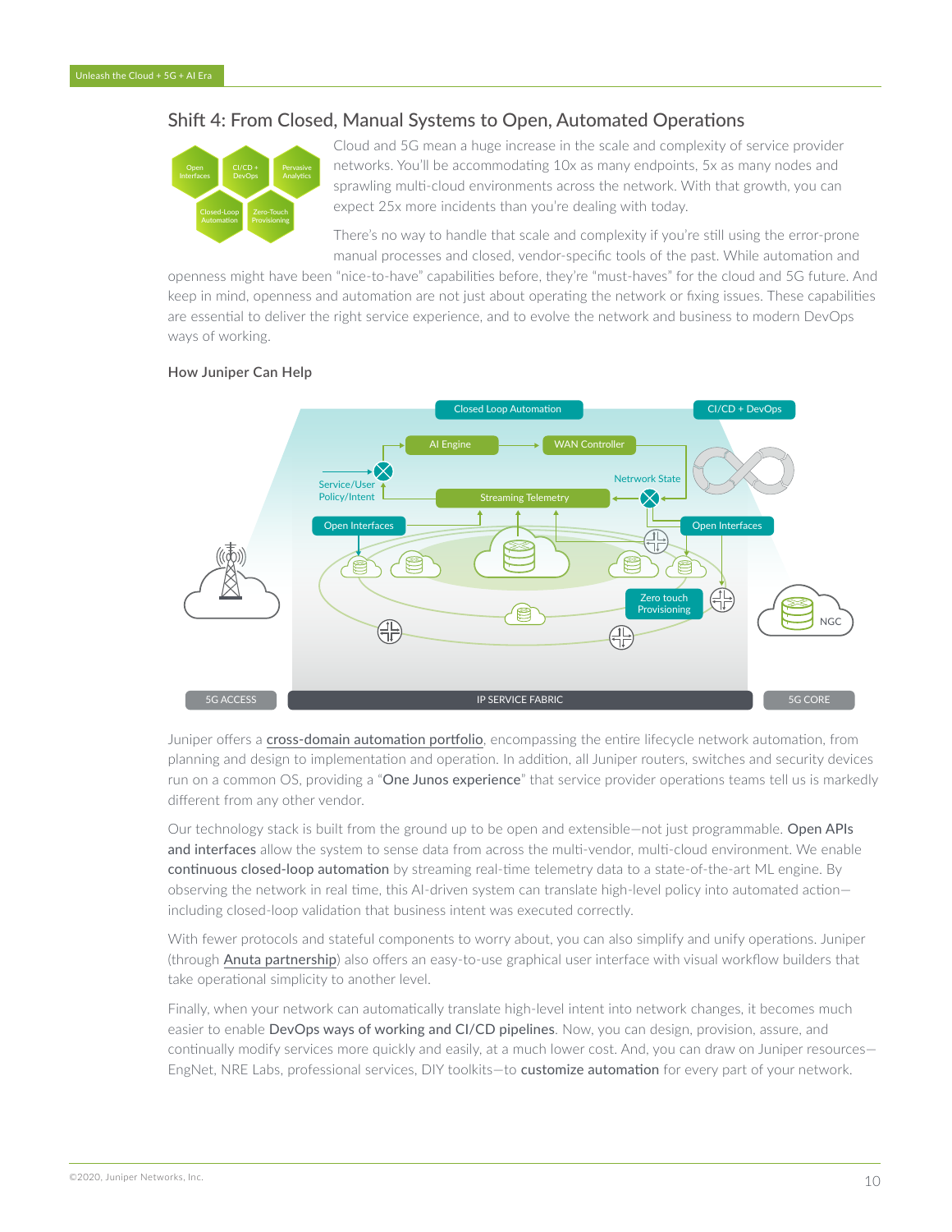## Shift 4: From Closed, Manual Systems to Open, Automated Operations

Cloud and 5G mean a huge increase in the scale and complexity of service provider networks. You'll be accommodating 10x as many endpoints, 5x as many nodes and sprawling multi-cloud environments across the network. With that growth, you can expect 25x more incidents than you're dealing with today.

There's no way to handle that scale and complexity if you're still using the error-prone manual processes and closed, vendor-specific tools of the past. While automation and openness might have been "nice-to-have" capabilities before, they're "must-haves" for the cloud and 5G future. And keep in mind, openness and automation are not just about operating the network or fixing issues. These capabilities are essential to deliver the right service experience, and to evolve the network and business to modern DevOps ways of working.

### How Juniper Can Help

Juniper offers a cross-domain automation portfolio, encompassing the entire lifecycle network automation, from planning and design to implementation and operation. In addition, all Juniper routers, switches and security devices run on a common OS, providing a "One Junos experience" that service provider operations teams tell us is markedly different from any other vendor.

Our technology stack is built from the ground up to be open and extensible—not just programmable. Open APIs and interfaces allow the system to sense data from across the multi-vendor, multi-cloud environment. We enable continuous closed-loop automation by streaming real-time telemetry data to a state-of-the-art ML engine. By observing the network in real time, this AI-driven system can translate high-level policy into automated action—including closed-loop validation that business intent was executed correctly.

With fewer protocols and stateful components to worry about, you can also simplify and unify operations. Juniper (through Anuta partnership) also offers an easy-to-use graphical user interface with visual workflow builders that take operational simplicity to another level.

Finally, when your network can automatically translate high-level intent into network changes, it becomes much easier to enable DevOps ways of working and CI/CD pipelines. Now, you can design, provision, assure, and continually modify services more quickly and easily, at a much lower cost. And, you can draw on Juniper resources—EngNet, NRE Labs, professional services, DIY toolkits—to customize automation for every part of your network.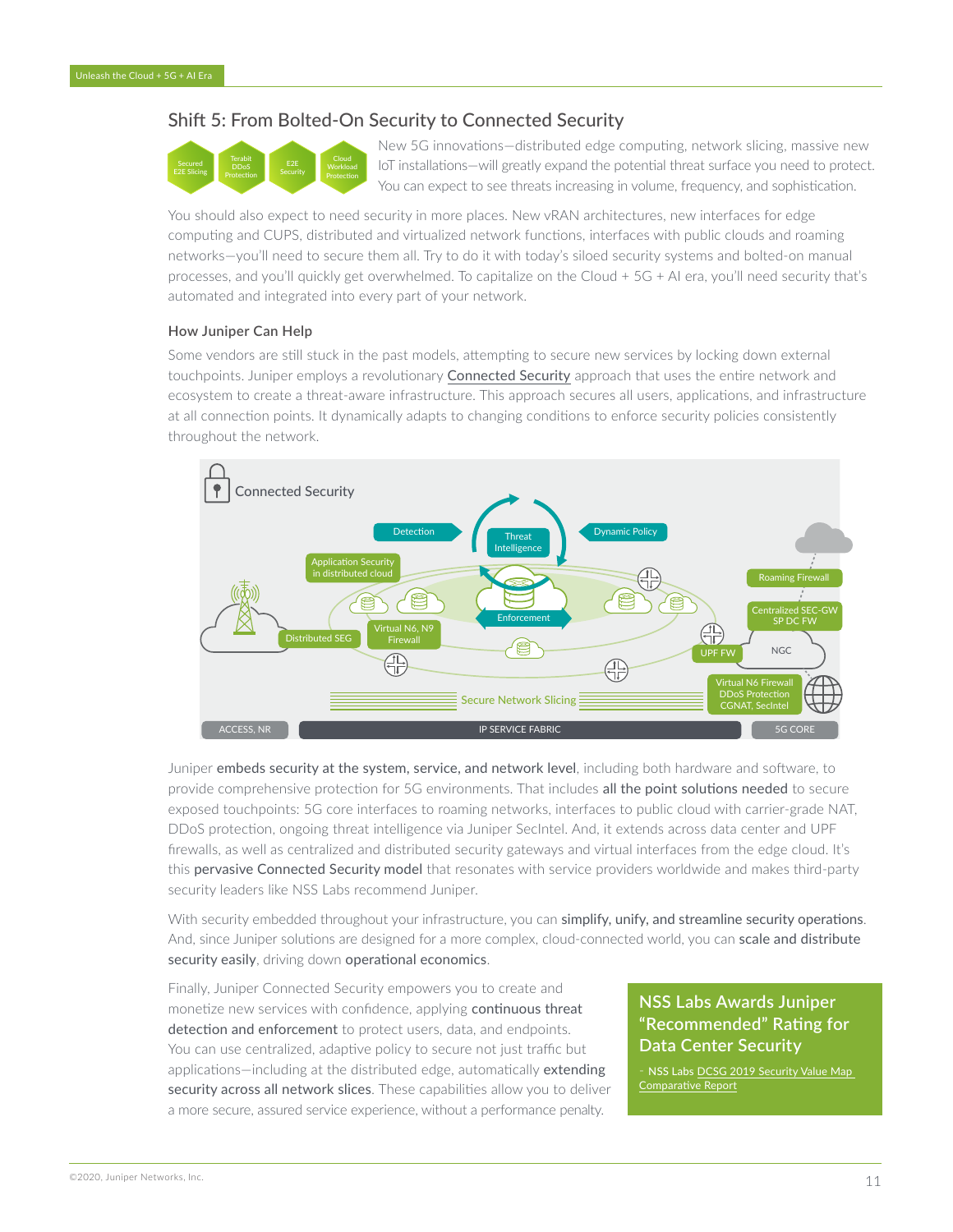## Shift 5: From Bolted-On Security to Connected Security

New 5G innovations—distributed edge computing, network slicing, massive new IoT installations—will greatly expand the potential threat surface you need to protect. You can expect to see threats increasing in volume, frequency, and sophistication.

You should also expect to need security in more places. New vRAN architectures, new interfaces for edge computing and CUPS, distributed and virtualized network functions, interfaces with public clouds and roaming networks—you'll need to secure them all. Try to do it with today's siloed security systems and bolted-on manual processes, and you'll quickly get overwhelmed. To capitalize on the Cloud + 5G + AI era, you'll need security that's automated and integrated into every part of your network.

### How Juniper Can Help

Some vendors are still stuck in the past models, attempting to secure new services by locking down external touchpoints. Juniper employs a revolutionary Connected Security approach that uses the entire network and ecosystem to create a threat-aware infrastructure. This approach secures all users, applications, and infrastructure at all connection points. It dynamically adapts to changing conditions to enforce security policies consistently throughout the network.

Juniper **embeds security at the system, service, and network level**, including both hardware and software, to provide comprehensive protection for 5G environments. That includes **all the point solutions needed** to secure exposed touchpoints: 5G core interfaces to roaming networks, interfaces to public cloud with carrier-grade NAT, DDoS protection, ongoing threat intelligence via Juniper SecIntel. And, it extends across data center and UPF firewalls, as well as centralized and distributed security gateways and virtual interfaces from the edge cloud. It's this **pervasive Connected Security model** that resonates with service providers worldwide and makes third-party security leaders like NSS Labs recommend Juniper.

With security embedded throughout your infrastructure, you can **simplify, unify, and streamline security operations**. And, since Juniper solutions are designed for a more complex, cloud-connected world, you can **scale and distribute security easily**, driving down **operational economics**.

Finally, Juniper Connected Security empowers you to create and monetize new services with confidence, applying **continuous threat detection and enforcement** to protect users, data, and endpoints. You can use centralized, adaptive policy to secure not just traffic but applications—including at the distributed edge, automatically **extending security across all network slices**. These capabilities allow you to deliver a more secure, assured service experience, without a performance penalty.

**NSS Labs Awards Juniper "Recommended" Rating for Data Center Security**

- NSS Labs DCSG 2019 Security Value Map Comparative Report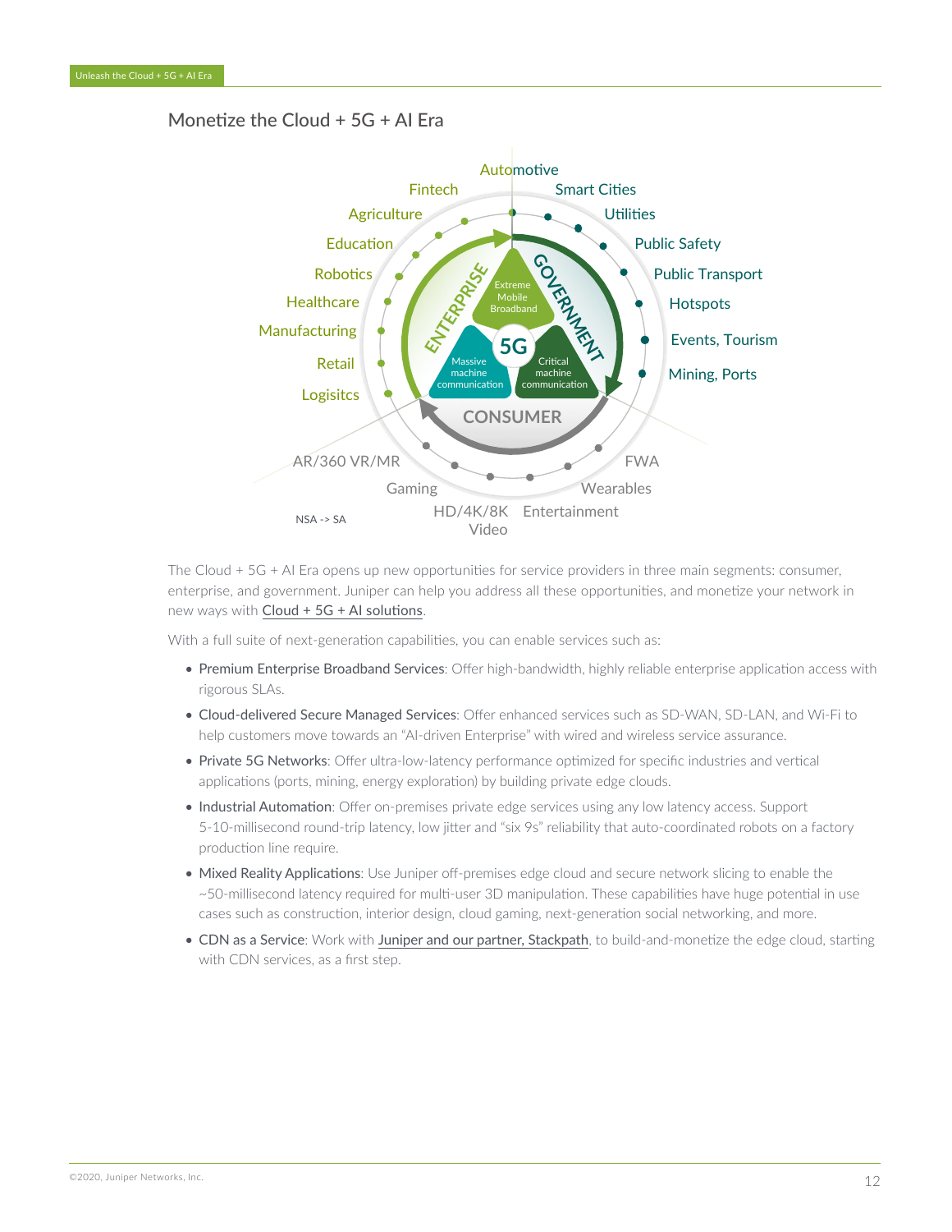## Monetize the Cloud + 5G + AI Era

Automotive
Fintech
Smart Cities
Agriculture
Utilities
Education
Public Safety
Robotics
Public Transport
Healthcare
Hotspots
Manufacturing
Events, Tourism
Retail
Mining, Ports
Logisitcs

ENTERPRISE
GOVERNMENT
Extreme Mobile Broadband
5G
Massive machine communication
Critical machine communication
CONSUMER

AR/360 VR/MR
FWA
Gaming
Wearables
NSA -> SA
HD/4K/8K Video
Entertainment

The Cloud + 5G + AI Era opens up new opportunities for service providers in three main segments: consumer, enterprise, and government. Juniper can help you address all these opportunities, and monetize your network in new ways with Cloud + 5G + AI solutions.

With a full suite of next-generation capabilities, you can enable services such as:

- Premium Enterprise Broadband Services: Offer high-bandwidth, highly reliable enterprise application access with rigorous SLAs.
- Cloud-delivered Secure Managed Services: Offer enhanced services such as SD-WAN, SD-LAN, and Wi-Fi to help customers move towards an "AI-driven Enterprise" with wired and wireless service assurance.
- Private 5G Networks: Offer ultra-low-latency performance optimized for specific industries and vertical applications (ports, mining, energy exploration) by building private edge clouds.
- Industrial Automation: Offer on-premises private edge services using any low latency access. Support 5-10-millisecond round-trip latency, low jitter and "six 9s" reliability that auto-coordinated robots on a factory production line require.
- Mixed Reality Applications: Use Juniper off-premises edge cloud and secure network slicing to enable the ~50-millisecond latency required for multi-user 3D manipulation. These capabilities have huge potential in use cases such as construction, interior design, cloud gaming, next-generation social networking, and more.
- CDN as a Service: Work with Juniper and our partner, Stackpath, to build-and-monetize the edge cloud, starting with CDN services, as a first step.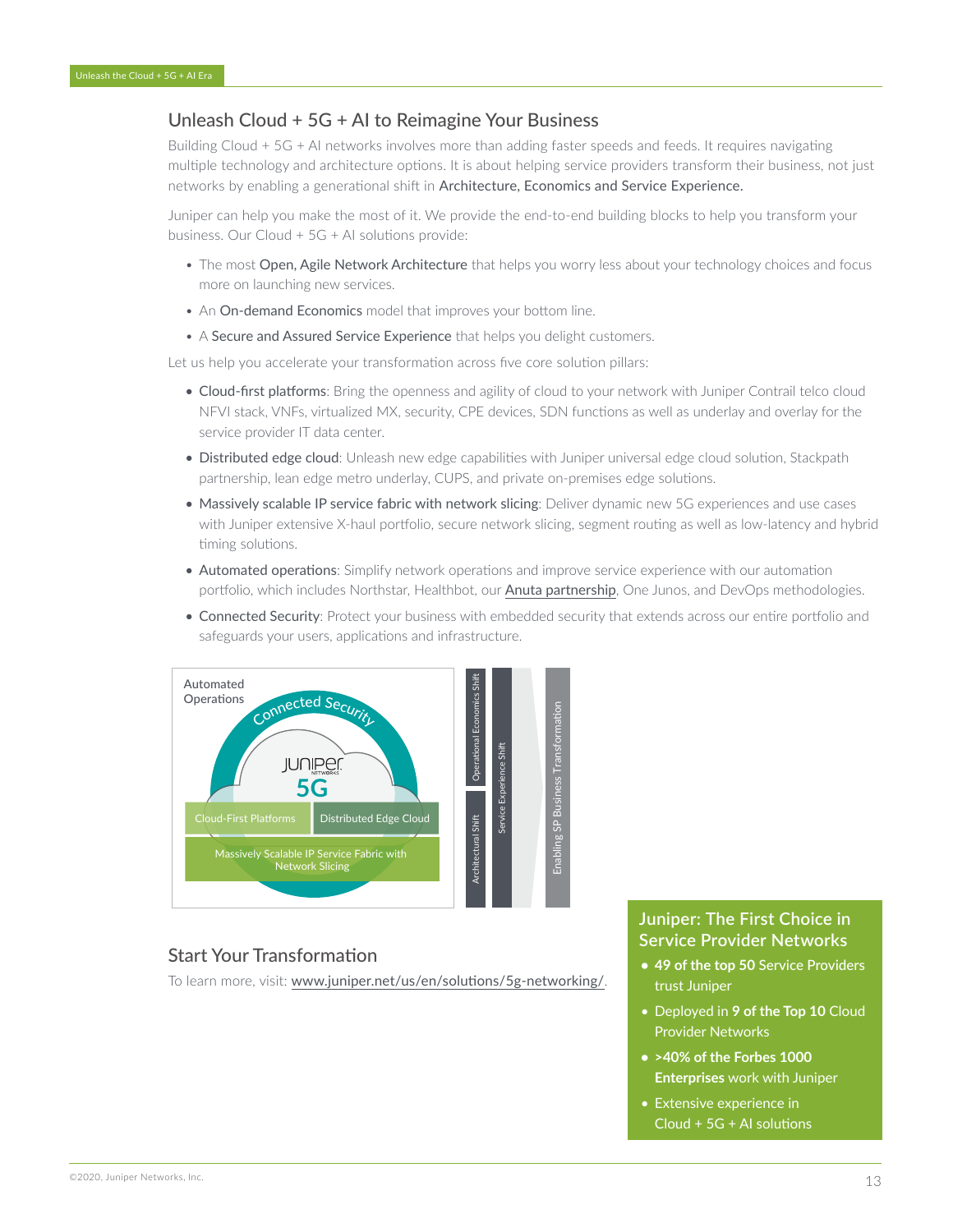## Unleash Cloud + 5G + AI to Reimagine Your Business

Building Cloud + 5G + AI networks involves more than adding faster speeds and feeds. It requires navigating multiple technology and architecture options. It is about helping service providers transform their business, not just networks by enabling a generational shift in Architecture, Economics and Service Experience.

Juniper can help you make the most of it. We provide the end-to-end building blocks to help you transform your business. Our Cloud + 5G + AI solutions provide:

- The most Open, Agile Network Architecture that helps you worry less about your technology choices and focus more on launching new services.
- An On-demand Economics model that improves your bottom line.
- A Secure and Assured Service Experience that helps you delight customers.

Let us help you accelerate your transformation across five core solution pillars:

- Cloud-first platforms: Bring the openness and agility of cloud to your network with Juniper Contrail telco cloud NFVI stack, VNFs, virtualized MX, security, CPE devices, SDN functions as well as underlay and overlay for the service provider IT data center.
- Distributed edge cloud: Unleash new edge capabilities with Juniper universal edge cloud solution, Stackpath partnership, lean edge metro underlay, CUPS, and private on-premises edge solutions.
- Massively scalable IP service fabric with network slicing: Deliver dynamic new 5G experiences and use cases with Juniper extensive X-haul portfolio, secure network slicing, segment routing as well as low-latency and hybrid timing solutions.
- Automated operations: Simplify network operations and improve service experience with our automation portfolio, which includes Northstar, Healthbot, our Anuta partnership, One Junos, and DevOps methodologies.
- Connected Security: Protect your business with embedded security that extends across our entire portfolio and safeguards your users, applications and infrastructure.

## Start Your Transformation

To learn more, visit: www.juniper.net/us/en/solutions/5g-networking/.

### Juniper: The First Choice in Service Provider Networks

- **49 of the top 50** Service Providers trust Juniper
- Deployed in **9 of the Top 10** Cloud Provider Networks
- **>40% of the Forbes 1000 Enterprises** work with Juniper
- Extensive experience in Cloud + 5G + AI solutions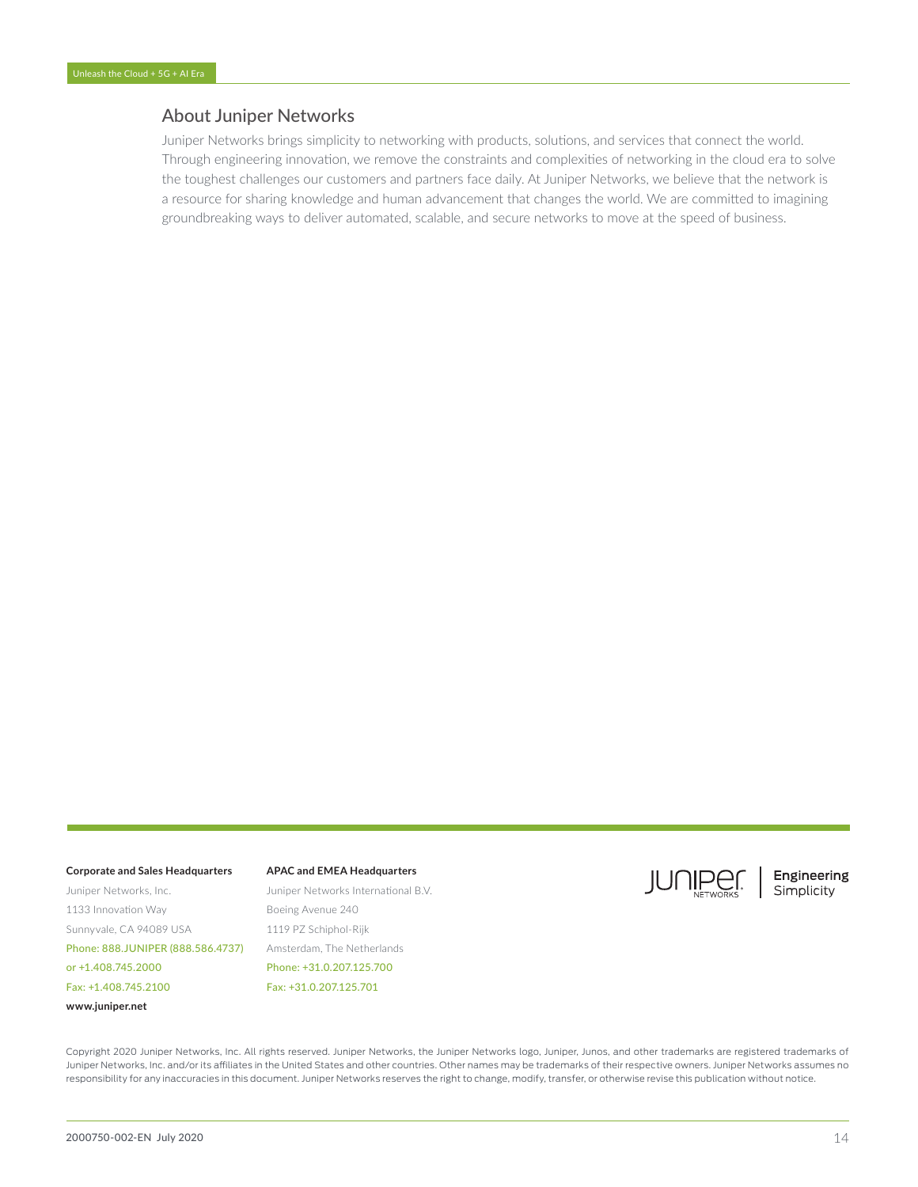## About Juniper Networks

Juniper Networks brings simplicity to networking with products, solutions, and services that connect the world. Through engineering innovation, we remove the constraints and complexities of networking in the cloud era to solve the toughest challenges our customers and partners face daily. At Juniper Networks, we believe that the network is a resource for sharing knowledge and human advancement that changes the world. We are committed to imagining groundbreaking ways to deliver automated, scalable, and secure networks to move at the speed of business.

**Corporate and Sales Headquarters**
Juniper Networks, Inc.
1133 Innovation Way
Sunnyvale, CA 94089 USA
Phone: 888.JUNIPER (888.586.4737)
or +1.408.745.2000
Fax: +1.408.745.2100
**www.juniper.net**

**APAC and EMEA Headquarters**
Juniper Networks International B.V.
Boeing Avenue 240
1119 PZ Schiphol-Rijk
Amsterdam, The Netherlands
Phone: +31.0.207.125.700
Fax: +31.0.207.125.701

**Engineering**
Simplicity

Copyright 2020 Juniper Networks, Inc. All rights reserved. Juniper Networks, the Juniper Networks logo, Juniper, Junos, and other trademarks are registered trademarks of Juniper Networks, Inc. and/or its affiliates in the United States and other countries. Other names may be trademarks of their respective owners. Juniper Networks assumes no responsibility for any inaccuracies in this document. Juniper Networks reserves the right to change, modify, transfer, or otherwise revise this publication without notice.

2000750-002-EN July 2020